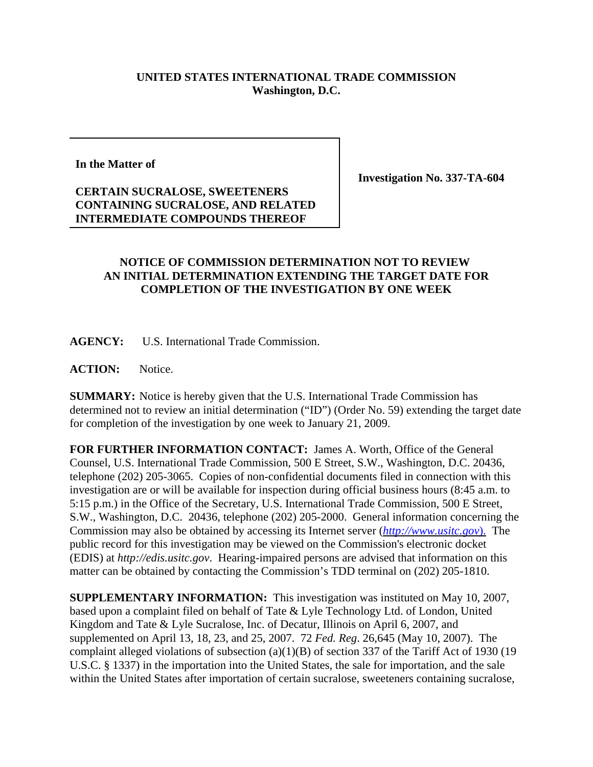**UNITED STATES INTERNATIONAL TRADE COMMISSION**
**Washington, D.C.**

**In the Matter of**

**CERTAIN SUCRALOSE, SWEETENERS CONTAINING SUCRALOSE, AND RELATED INTERMEDIATE COMPOUNDS THEREOF**

**Investigation No. 337-TA-604**

**NOTICE OF COMMISSION DETERMINATION NOT TO REVIEW AN INITIAL DETERMINATION EXTENDING THE TARGET DATE FOR COMPLETION OF THE INVESTIGATION BY ONE WEEK**

**AGENCY:** U.S. International Trade Commission.

**ACTION:** Notice.

**SUMMARY:** Notice is hereby given that the U.S. International Trade Commission has determined not to review an initial determination ("ID") (Order No. 59) extending the target date for completion of the investigation by one week to January 21, 2009.

**FOR FURTHER INFORMATION CONTACT:** James A. Worth, Office of the General Counsel, U.S. International Trade Commission, 500 E Street, S.W., Washington, D.C. 20436, telephone (202) 205-3065. Copies of non-confidential documents filed in connection with this investigation are or will be available for inspection during official business hours (8:45 a.m. to 5:15 p.m.) in the Office of the Secretary, U.S. International Trade Commission, 500 E Street, S.W., Washington, D.C. 20436, telephone (202) 205-2000. General information concerning the Commission may also be obtained by accessing its Internet server (*http://www.usitc.gov*). The public record for this investigation may be viewed on the Commission's electronic docket (EDIS) at *http://edis.usitc.gov*. Hearing-impaired persons are advised that information on this matter can be obtained by contacting the Commission's TDD terminal on (202) 205-1810.

**SUPPLEMENTARY INFORMATION:** This investigation was instituted on May 10, 2007, based upon a complaint filed on behalf of Tate & Lyle Technology Ltd. of London, United Kingdom and Tate & Lyle Sucralose, Inc. of Decatur, Illinois on April 6, 2007, and supplemented on April 13, 18, 23, and 25, 2007. 72 *Fed. Reg*. 26,645 (May 10, 2007). The complaint alleged violations of subsection (a)(1)(B) of section 337 of the Tariff Act of 1930 (19 U.S.C. § 1337) in the importation into the United States, the sale for importation, and the sale within the United States after importation of certain sucralose, sweeteners containing sucralose,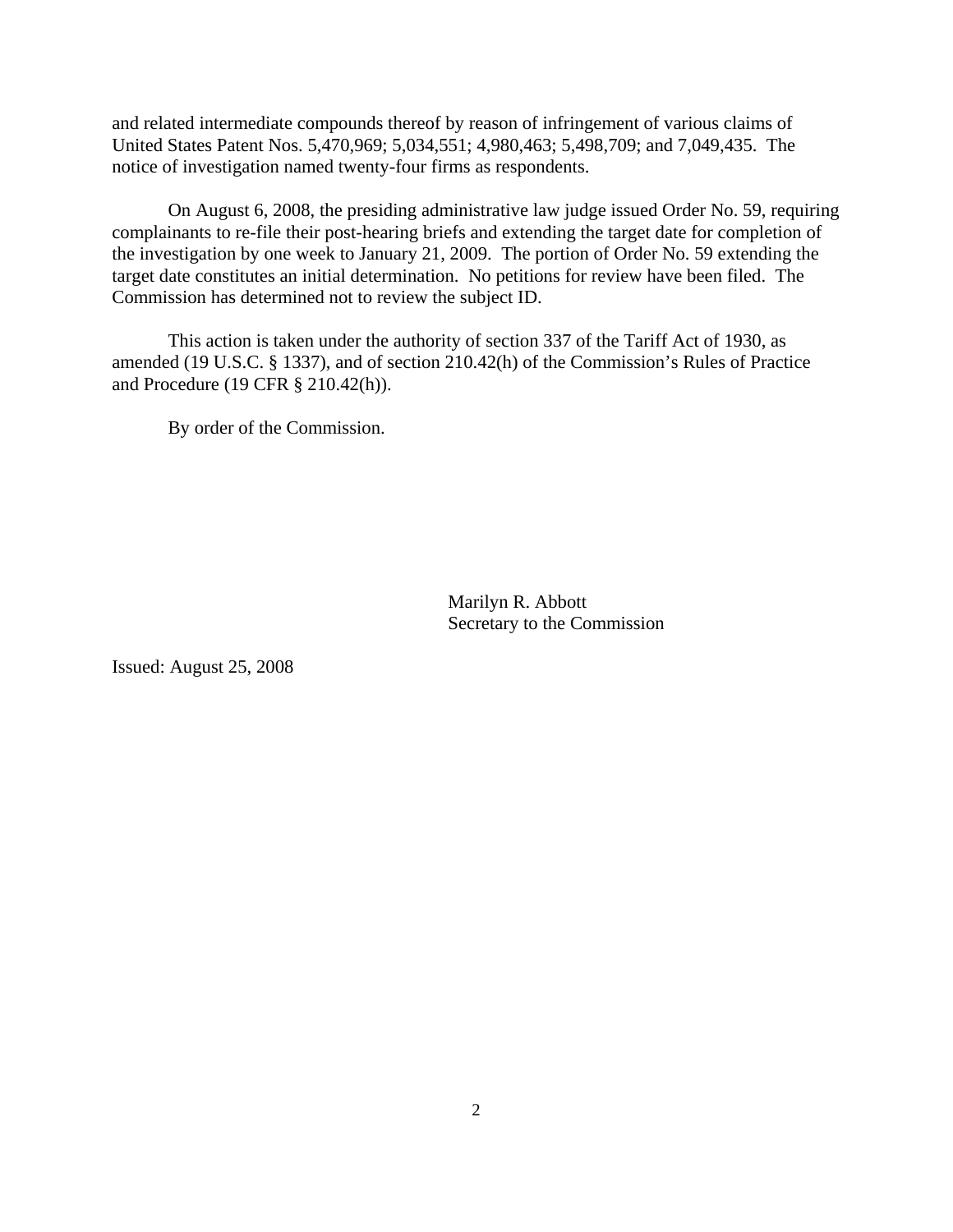and related intermediate compounds thereof by reason of infringement of various claims of United States Patent Nos. 5,470,969; 5,034,551; 4,980,463; 5,498,709; and 7,049,435. The notice of investigation named twenty-four firms as respondents.

On August 6, 2008, the presiding administrative law judge issued Order No. 59, requiring complainants to re-file their post-hearing briefs and extending the target date for completion of the investigation by one week to January 21, 2009. The portion of Order No. 59 extending the target date constitutes an initial determination. No petitions for review have been filed. The Commission has determined not to review the subject ID.

This action is taken under the authority of section 337 of the Tariff Act of 1930, as amended (19 U.S.C. § 1337), and of section 210.42(h) of the Commission's Rules of Practice and Procedure (19 CFR § 210.42(h)).

By order of the Commission.

Marilyn R. Abbott
Secretary to the Commission

Issued: August 25, 2008